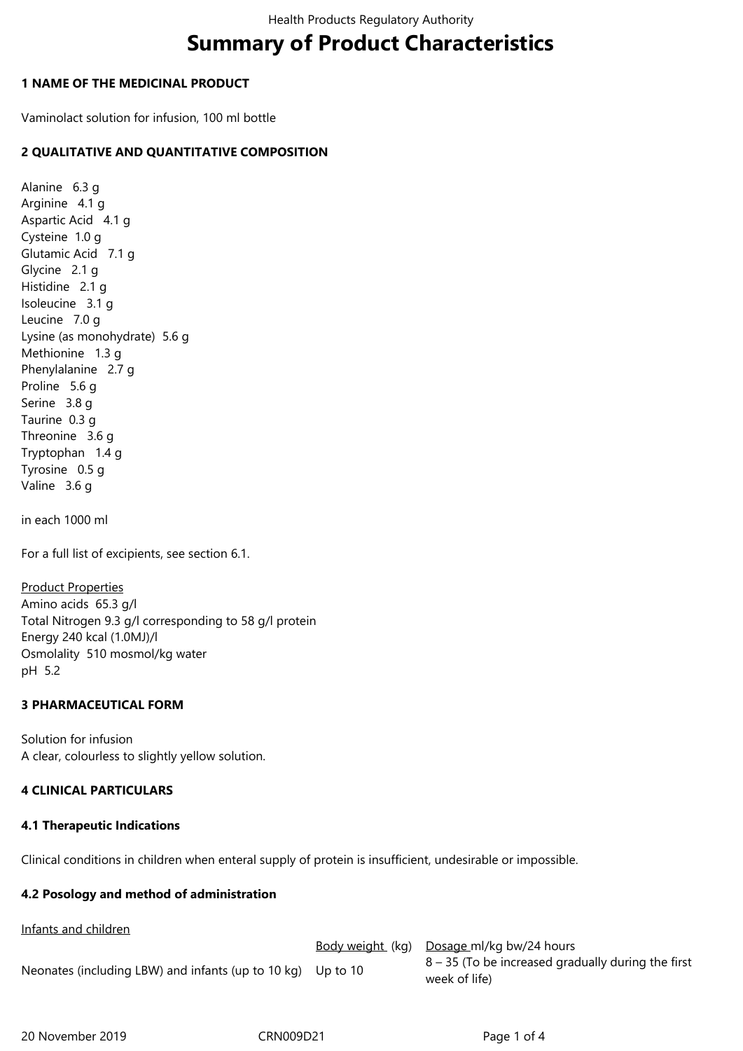# Summary of Product Characteristics

## 1 NAME OF THE MEDICINAL PRODUCT

Vaminolact solution for infusion, 100 ml bottle

## 2 QUALITATIVE AND QUANTITATIVE COMPOSITION

Alanine 6.3 g
Arginine 4.1 g
Aspartic Acid 4.1 g
Cysteine 1.0 g
Glutamic Acid 7.1 g
Glycine 2.1 g
Histidine 2.1 g
Isoleucine 3.1 g
Leucine 7.0 g
Lysine (as monohydrate) 5.6 g
Methionine 1.3 g
Phenylalanine 2.7 g
Proline 5.6 g
Serine 3.8 g
Taurine 0.3 g
Threonine 3.6 g
Tryptophan 1.4 g
Tyrosine 0.5 g
Valine 3.6 g

in each 1000 ml

For a full list of excipients, see section 6.1.

Product Properties
Amino acids 65.3 g/l
Total Nitrogen 9.3 g/l corresponding to 58 g/l protein
Energy 240 kcal (1.0MJ)/l
Osmolality 510 mosmol/kg water
pH 5.2

## 3 PHARMACEUTICAL FORM

Solution for infusion
A clear, colourless to slightly yellow solution.

## 4 CLINICAL PARTICULARS

### 4.1 Therapeutic Indications

Clinical conditions in children when enteral supply of protein is insufficient, undesirable or impossible.

### 4.2 Posology and method of administration

Infants and children

| | Body weight (kg) | Dosage ml/kg bw/24 hours |
|---|---|---|
| Neonates (including LBW) and infants (up to 10 kg) | Up to 10 | 8 – 35 (To be increased gradually during the first week of life) |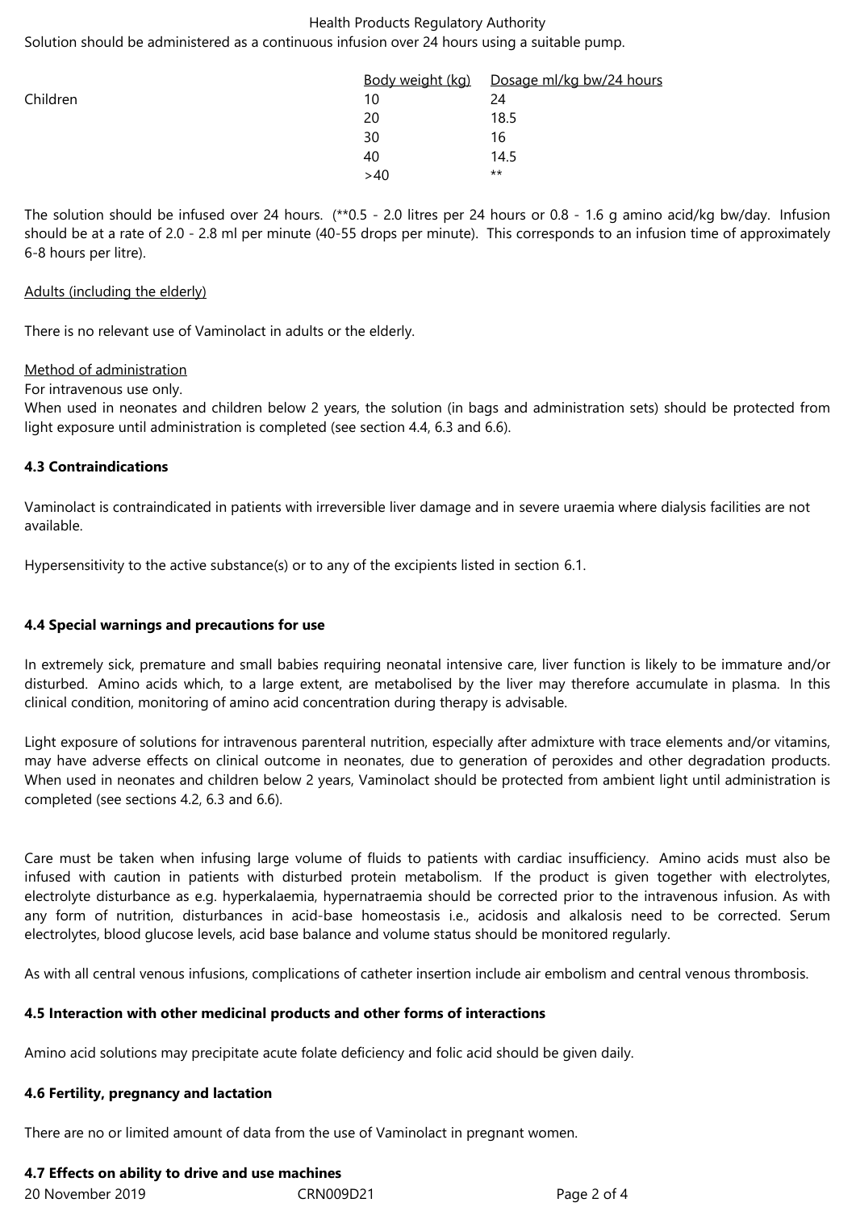Solution should be administered as a continuous infusion over 24 hours using a suitable pump.

| | Body weight (kg) | Dosage ml/kg bw/24 hours |
|---|---|---|
| Children | 10 | 24 |
| | 20 | 18.5 |
| | 30 | 16 |
| | 40 | 14.5 |
| | >40 | ** |

The solution should be infused over 24 hours. (**0.5 - 2.0 litres per 24 hours or 0.8 - 1.6 g amino acid/kg bw/day. Infusion should be at a rate of 2.0 - 2.8 ml per minute (40-55 drops per minute). This corresponds to an infusion time of approximately 6-8 hours per litre).

Adults (including the elderly)

There is no relevant use of Vaminolact in adults or the elderly.

Method of administration

For intravenous use only.

When used in neonates and children below 2 years, the solution (in bags and administration sets) should be protected from light exposure until administration is completed (see section 4.4, 6.3 and 6.6).

**4.3 Contraindications**

Vaminolact is contraindicated in patients with irreversible liver damage and in severe uraemia where dialysis facilities are not available.

Hypersensitivity to the active substance(s) or to any of the excipients listed in section 6.1.

**4.4 Special warnings and precautions for use**

In extremely sick, premature and small babies requiring neonatal intensive care, liver function is likely to be immature and/or disturbed. Amino acids which, to a large extent, are metabolised by the liver may therefore accumulate in plasma. In this clinical condition, monitoring of amino acid concentration during therapy is advisable.

Light exposure of solutions for intravenous parenteral nutrition, especially after admixture with trace elements and/or vitamins, may have adverse effects on clinical outcome in neonates, due to generation of peroxides and other degradation products. When used in neonates and children below 2 years, Vaminolact should be protected from ambient light until administration is completed (see sections 4.2, 6.3 and 6.6).

Care must be taken when infusing large volume of fluids to patients with cardiac insufficiency. Amino acids must also be infused with caution in patients with disturbed protein metabolism. If the product is given together with electrolytes, electrolyte disturbance as e.g. hyperkalaemia, hypernatraemia should be corrected prior to the intravenous infusion. As with any form of nutrition, disturbances in acid-base homeostasis i.e., acidosis and alkalosis need to be corrected. Serum electrolytes, blood glucose levels, acid base balance and volume status should be monitored regularly.

As with all central venous infusions, complications of catheter insertion include air embolism and central venous thrombosis.

**4.5 Interaction with other medicinal products and other forms of interactions**

Amino acid solutions may precipitate acute folate deficiency and folic acid should be given daily.

**4.6 Fertility, pregnancy and lactation**

There are no or limited amount of data from the use of Vaminolact in pregnant women.

**4.7 Effects on ability to drive and use machines**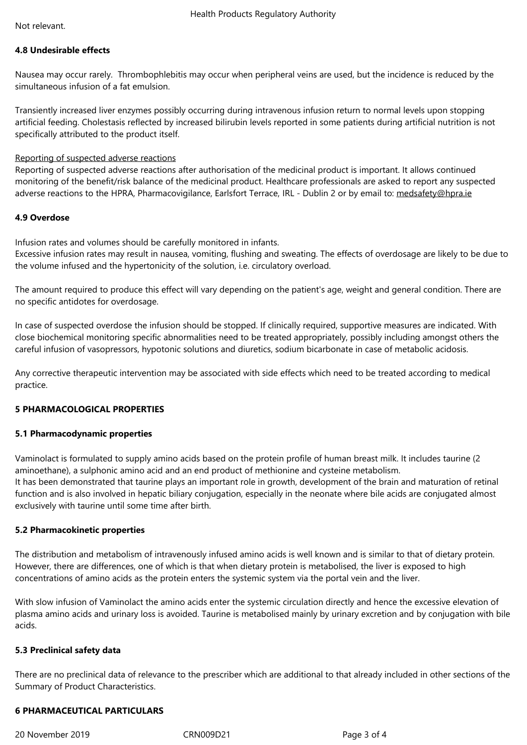Not relevant.

**4.8 Undesirable effects**

Nausea may occur rarely.  Thrombophlebitis may occur when peripheral veins are used, but the incidence is reduced by the simultaneous infusion of a fat emulsion.

Transiently increased liver enzymes possibly occurring during intravenous infusion return to normal levels upon stopping artificial feeding. Cholestasis reflected by increased bilirubin levels reported in some patients during artificial nutrition is not specifically attributed to the product itself.

Reporting of suspected adverse reactions

Reporting of suspected adverse reactions after authorisation of the medicinal product is important. It allows continued monitoring of the benefit/risk balance of the medicinal product. Healthcare professionals are asked to report any suspected adverse reactions to the HPRA, Pharmacovigilance, Earlsfort Terrace, IRL - Dublin 2 or by email to: medsafety@hpra.ie

**4.9 Overdose**

Infusion rates and volumes should be carefully monitored in infants.
Excessive infusion rates may result in nausea, vomiting, flushing and sweating. The effects of overdosage are likely to be due to the volume infused and the hypertonicity of the solution, i.e. circulatory overload.

The amount required to produce this effect will vary depending on the patient's age, weight and general condition. There are no specific antidotes for overdosage.

In case of suspected overdose the infusion should be stopped. If clinically required, supportive measures are indicated. With close biochemical monitoring specific abnormalities need to be treated appropriately, possibly including amongst others the careful infusion of vasopressors, hypotonic solutions and diuretics, sodium bicarbonate in case of metabolic acidosis.

Any corrective therapeutic intervention may be associated with side effects which need to be treated according to medical practice.

**5 PHARMACOLOGICAL PROPERTIES**

**5.1 Pharmacodynamic properties**

Vaminolact is formulated to supply amino acids based on the protein profile of human breast milk. It includes taurine (2 aminoethane), a sulphonic amino acid and an end product of methionine and cysteine metabolism.
It has been demonstrated that taurine plays an important role in growth, development of the brain and maturation of retinal function and is also involved in hepatic biliary conjugation, especially in the neonate where bile acids are conjugated almost exclusively with taurine until some time after birth.

**5.2 Pharmacokinetic properties**

The distribution and metabolism of intravenously infused amino acids is well known and is similar to that of dietary protein. However, there are differences, one of which is that when dietary protein is metabolised, the liver is exposed to high concentrations of amino acids as the protein enters the systemic system via the portal vein and the liver.

With slow infusion of Vaminolact the amino acids enter the systemic circulation directly and hence the excessive elevation of plasma amino acids and urinary loss is avoided. Taurine is metabolised mainly by urinary excretion and by conjugation with bile acids.

**5.3 Preclinical safety data**

There are no preclinical data of relevance to the prescriber which are additional to that already included in other sections of the Summary of Product Characteristics.

**6 PHARMACEUTICAL PARTICULARS**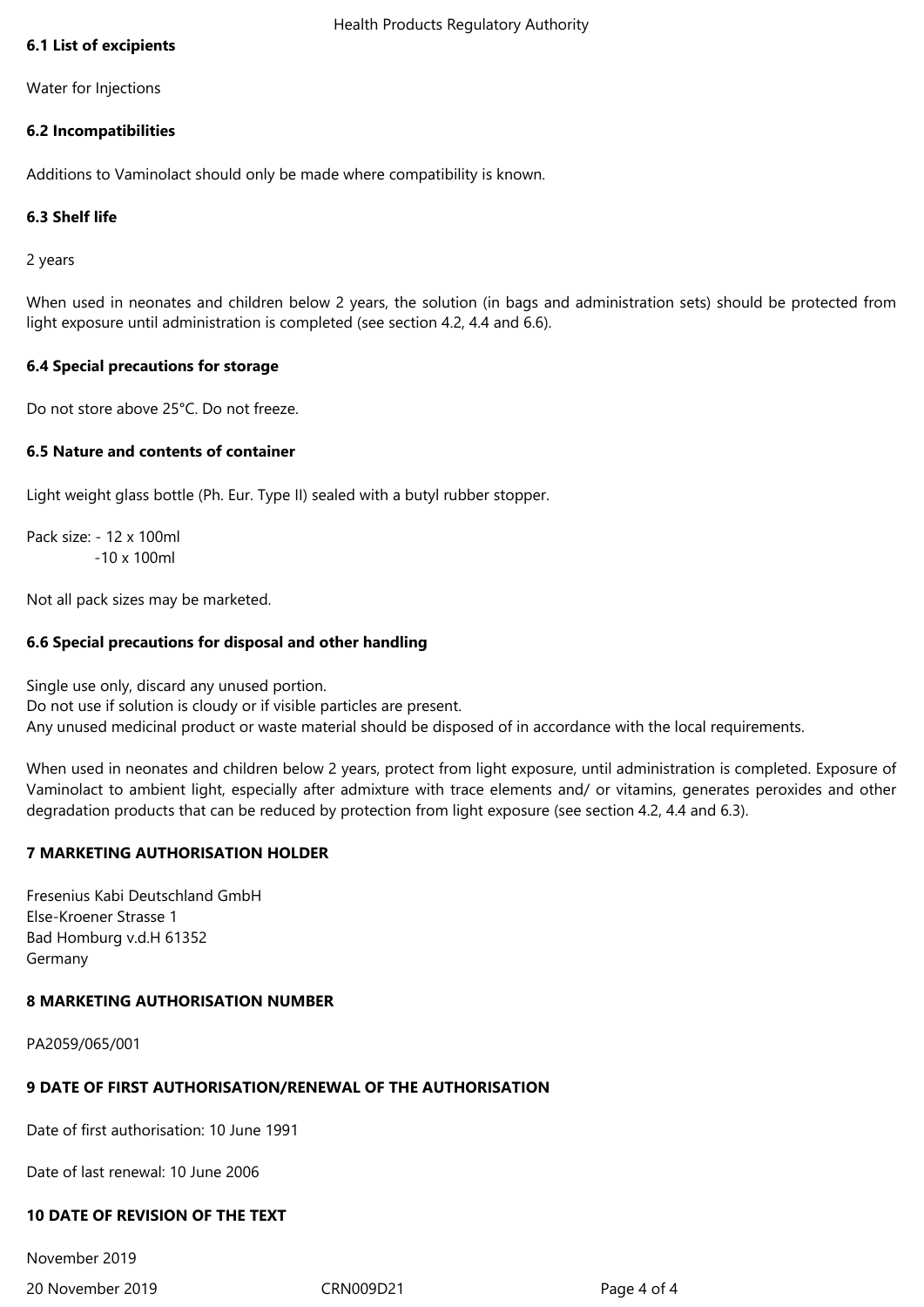### 6.1 List of excipients

Water for Injections

### 6.2 Incompatibilities

Additions to Vaminolact should only be made where compatibility is known.

### 6.3 Shelf life

2 years

When used in neonates and children below 2 years, the solution (in bags and administration sets) should be protected from light exposure until administration is completed (see section 4.2, 4.4 and 6.6).

### 6.4 Special precautions for storage

Do not store above 25°C. Do not freeze.

### 6.5 Nature and contents of container

Light weight glass bottle (Ph. Eur. Type II) sealed with a butyl rubber stopper.

Pack size: - 12 x 100ml
-10 x 100ml

Not all pack sizes may be marketed.

### 6.6 Special precautions for disposal and other handling

Single use only, discard any unused portion.
Do not use if solution is cloudy or if visible particles are present.
Any unused medicinal product or waste material should be disposed of in accordance with the local requirements.

When used in neonates and children below 2 years, protect from light exposure, until administration is completed. Exposure of Vaminolact to ambient light, especially after admixture with trace elements and/ or vitamins, generates peroxides and other degradation products that can be reduced by protection from light exposure (see section 4.2, 4.4 and 6.3).

## 7 MARKETING AUTHORISATION HOLDER

Fresenius Kabi Deutschland GmbH
Else-Kroener Strasse 1
Bad Homburg v.d.H 61352
Germany

## 8 MARKETING AUTHORISATION NUMBER

PA2059/065/001

## 9 DATE OF FIRST AUTHORISATION/RENEWAL OF THE AUTHORISATION

Date of first authorisation: 10 June 1991

Date of last renewal: 10 June 2006

## 10 DATE OF REVISION OF THE TEXT

November 2019